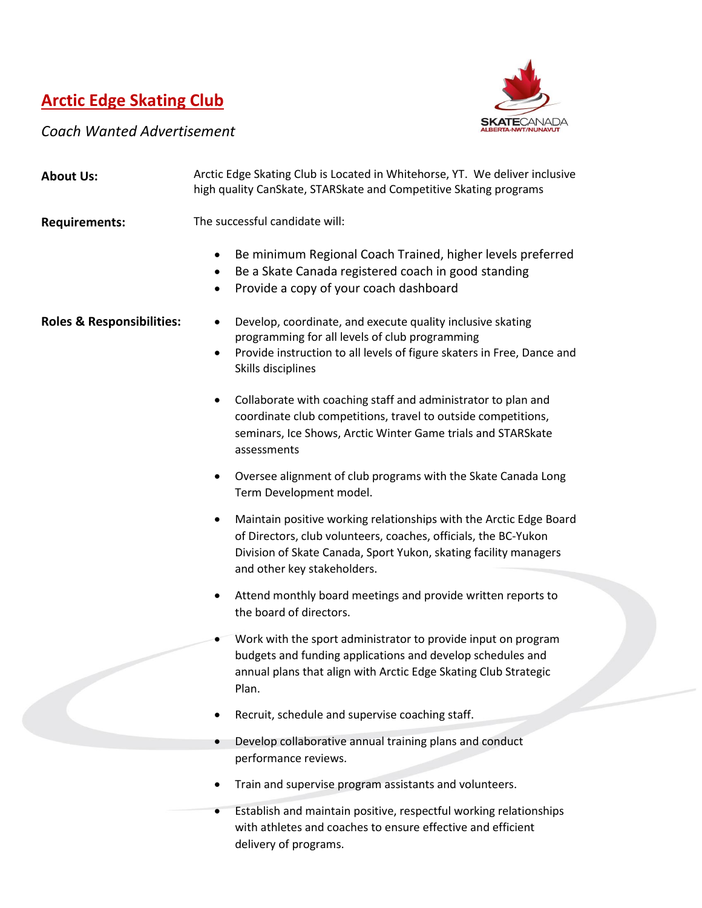# Arctic Edge Skating Club

*Coach Wanted Advertisement*

**About Us:** Arctic Edge Skating Club is Located in Whitehorse, YT. We deliver inclusive high quality CanSkate, STARSkate and Competitive Skating programs

**Requirements:** The successful candidate will:

- Be minimum Regional Coach Trained, higher levels preferred
- Be a Skate Canada registered coach in good standing
- Provide a copy of your coach dashboard

**Roles & Responsibilities:**

- Develop, coordinate, and execute quality inclusive skating programming for all levels of club programming
- Provide instruction to all levels of figure skaters in Free, Dance and Skills disciplines
- Collaborate with coaching staff and administrator to plan and coordinate club competitions, travel to outside competitions, seminars, Ice Shows, Arctic Winter Game trials and STARSkate assessments
- Oversee alignment of club programs with the Skate Canada Long Term Development model.
- Maintain positive working relationships with the Arctic Edge Board of Directors, club volunteers, coaches, officials, the BC-Yukon Division of Skate Canada, Sport Yukon, skating facility managers and other key stakeholders.
- Attend monthly board meetings and provide written reports to the board of directors.
- Work with the sport administrator to provide input on program budgets and funding applications and develop schedules and annual plans that align with Arctic Edge Skating Club Strategic Plan.
- Recruit, schedule and supervise coaching staff.
- Develop collaborative annual training plans and conduct performance reviews.
- Train and supervise program assistants and volunteers.
- Establish and maintain positive, respectful working relationships with athletes and coaches to ensure effective and efficient delivery of programs.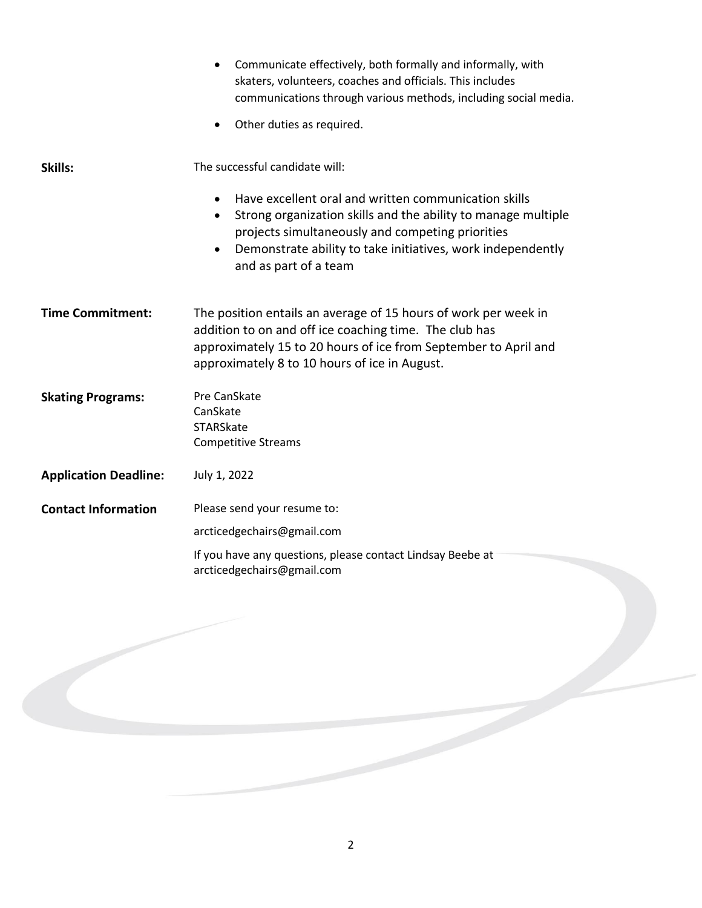- Communicate effectively, both formally and informally, with skaters, volunteers, coaches and officials. This includes communications through various methods, including social media.
- Other duties as required.

**Skills:** The successful candidate will:

- Have excellent oral and written communication skills
- Strong organization skills and the ability to manage multiple projects simultaneously and competing priorities
- Demonstrate ability to take initiatives, work independently and as part of a team

**Time Commitment:** The position entails an average of 15 hours of work per week in addition to on and off ice coaching time. The club has approximately 15 to 20 hours of ice from September to April and approximately 8 to 10 hours of ice in August.

**Skating Programs:**

Pre CanSkate
CanSkate
STARSkate
Competitive Streams

**Application Deadline:** July 1, 2022

**Contact Information**

Please send your resume to:

arcticedgechairs@gmail.com

If you have any questions, please contact Lindsay Beebe at arcticedgechairs@gmail.com